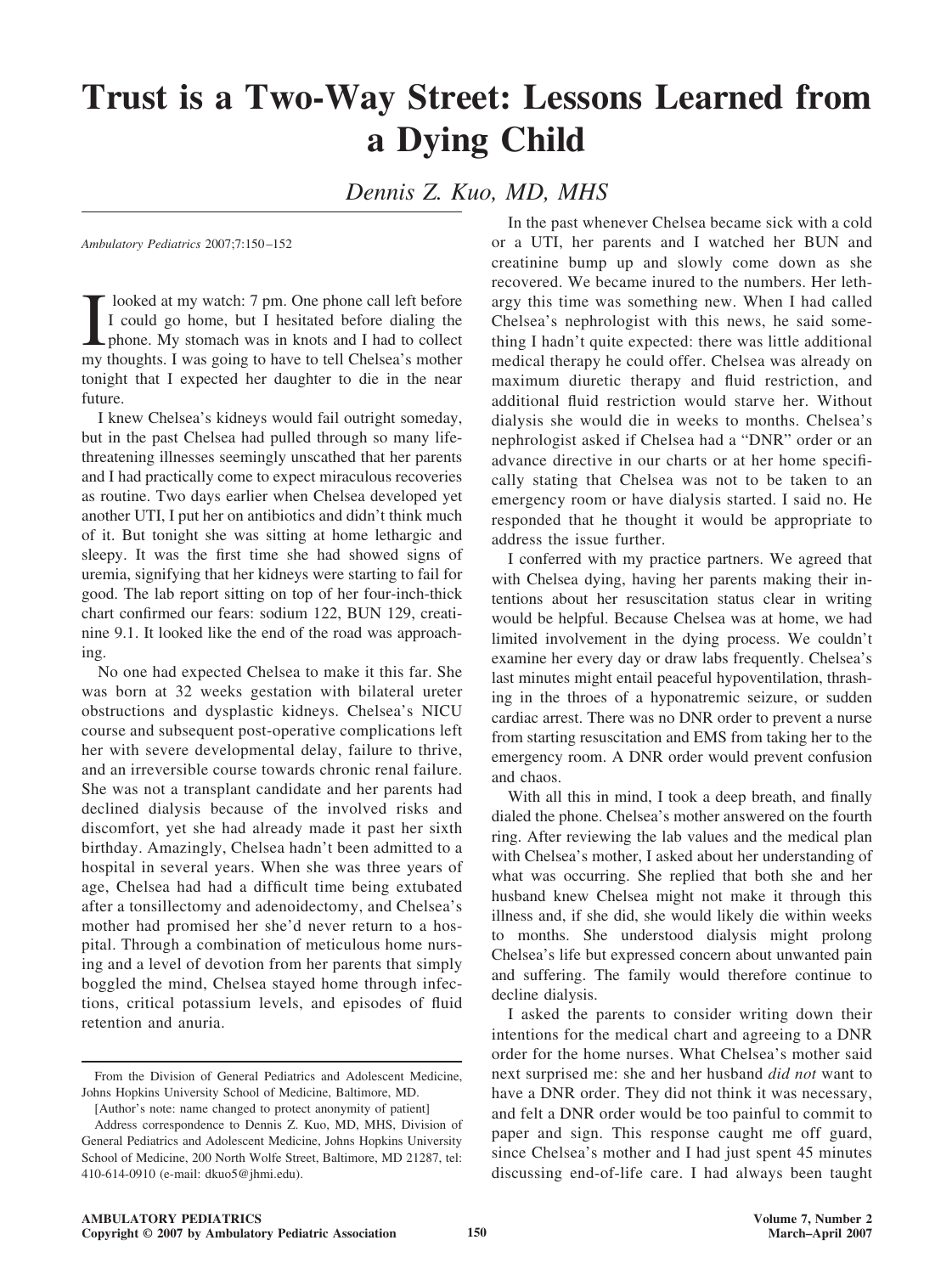# Trust is a Two-Way Street: Lessons Learned from a Dying Child

*Dennis Z. Kuo, MD, MHS*

*Ambulatory Pediatrics* 2007;7:150–152

I looked at my watch: 7 pm. One phone call left before I could go home, but I hesitated before dialing the phone. My stomach was in knots and I had to collect my thoughts. I was going to have to tell Chelsea's mother tonight that I expected her daughter to die in the near future.

I knew Chelsea's kidneys would fail outright someday, but in the past Chelsea had pulled through so many life-threatening illnesses seemingly unscathed that her parents and I had practically come to expect miraculous recoveries as routine. Two days earlier when Chelsea developed yet another UTI, I put her on antibiotics and didn't think much of it. But tonight she was sitting at home lethargic and sleepy. It was the first time she had showed signs of uremia, signifying that her kidneys were starting to fail for good. The lab report sitting on top of her four-inch-thick chart confirmed our fears: sodium 122, BUN 129, creatinine 9.1. It looked like the end of the road was approaching.

No one had expected Chelsea to make it this far. She was born at 32 weeks gestation with bilateral ureter obstructions and dysplastic kidneys. Chelsea's NICU course and subsequent post-operative complications left her with severe developmental delay, failure to thrive, and an irreversible course towards chronic renal failure. She was not a transplant candidate and her parents had declined dialysis because of the involved risks and discomfort, yet she had already made it past her sixth birthday. Amazingly, Chelsea hadn't been admitted to a hospital in several years. When she was three years of age, Chelsea had had a difficult time being extubated after a tonsillectomy and adenoidectomy, and Chelsea's mother had promised her she'd never return to a hospital. Through a combination of meticulous home nursing and a level of devotion from her parents that simply boggled the mind, Chelsea stayed home through infections, critical potassium levels, and episodes of fluid retention and anuria.

In the past whenever Chelsea became sick with a cold or a UTI, her parents and I watched her BUN and creatinine bump up and slowly come down as she recovered. We became inured to the numbers. Her lethargy this time was something new. When I had called Chelsea's nephrologist with this news, he said something I hadn't quite expected: there was little additional medical therapy he could offer. Chelsea was already on maximum diuretic therapy and fluid restriction, and additional fluid restriction would starve her. Without dialysis she would die in weeks to months. Chelsea's nephrologist asked if Chelsea had a "DNR" order or an advance directive in our charts or at her home specifically stating that Chelsea was not to be taken to an emergency room or have dialysis started. I said no. He responded that he thought it would be appropriate to address the issue further.

I conferred with my practice partners. We agreed that with Chelsea dying, having her parents making their intentions about her resuscitation status clear in writing would be helpful. Because Chelsea was at home, we had limited involvement in the dying process. We couldn't examine her every day or draw labs frequently. Chelsea's last minutes might entail peaceful hypoventilation, thrashing in the throes of a hyponatremic seizure, or sudden cardiac arrest. There was no DNR order to prevent a nurse from starting resuscitation and EMS from taking her to the emergency room. A DNR order would prevent confusion and chaos.

With all this in mind, I took a deep breath, and finally dialed the phone. Chelsea's mother answered on the fourth ring. After reviewing the lab values and the medical plan with Chelsea's mother, I asked about her understanding of what was occurring. She replied that both she and her husband knew Chelsea might not make it through this illness and, if she did, she would likely die within weeks to months. She understood dialysis might prolong Chelsea's life but expressed concern about unwanted pain and suffering. The family would therefore continue to decline dialysis.

I asked the parents to consider writing down their intentions for the medical chart and agreeing to a DNR order for the home nurses. What Chelsea's mother said next surprised me: she and her husband *did not* want to have a DNR order. They did not think it was necessary, and felt a DNR order would be too painful to commit to paper and sign. This response caught me off guard, since Chelsea's mother and I had just spent 45 minutes discussing end-of-life care. I had always been taught

---

From the Division of General Pediatrics and Adolescent Medicine, Johns Hopkins University School of Medicine, Baltimore, MD.

[Author's note: name changed to protect anonymity of patient]

Address correspondence to Dennis Z. Kuo, MD, MHS, Division of General Pediatrics and Adolescent Medicine, Johns Hopkins University School of Medicine, 200 North Wolfe Street, Baltimore, MD 21287, tel: 410-614-0910 (e-mail: dkuo5@jhmi.edu).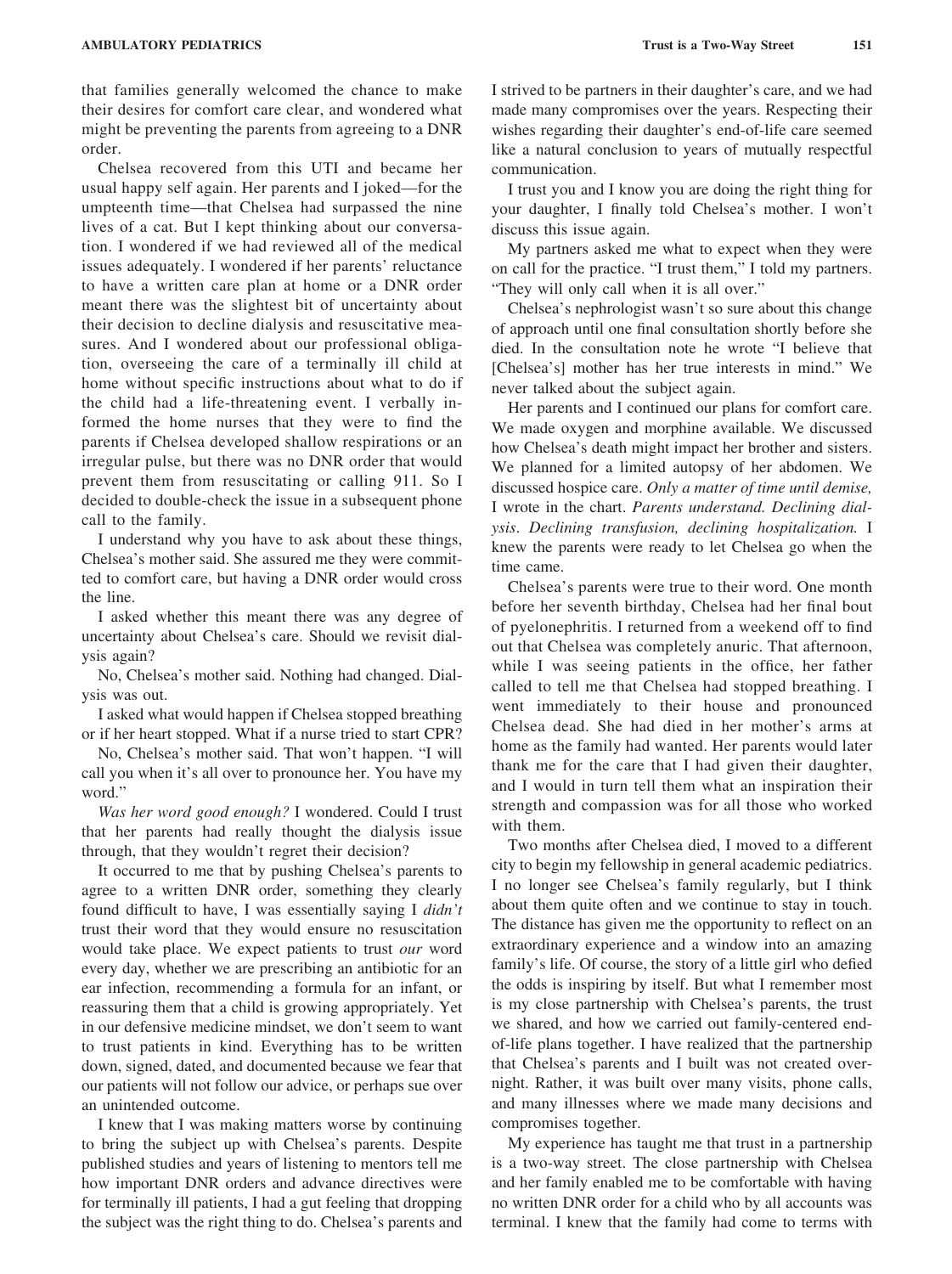that families generally welcomed the chance to make their desires for comfort care clear, and wondered what might be preventing the parents from agreeing to a DNR order.

Chelsea recovered from this UTI and became her usual happy self again. Her parents and I joked—for the umpteenth time—that Chelsea had surpassed the nine lives of a cat. But I kept thinking about our conversation. I wondered if we had reviewed all of the medical issues adequately. I wondered if her parents' reluctance to have a written care plan at home or a DNR order meant there was the slightest bit of uncertainty about their decision to decline dialysis and resuscitative measures. And I wondered about our professional obligation, overseeing the care of a terminally ill child at home without specific instructions about what to do if the child had a life-threatening event. I verbally informed the home nurses that they were to find the parents if Chelsea developed shallow respirations or an irregular pulse, but there was no DNR order that would prevent them from resuscitating or calling 911. So I decided to double-check the issue in a subsequent phone call to the family.

I understand why you have to ask about these things, Chelsea's mother said. She assured me they were committed to comfort care, but having a DNR order would cross the line.

I asked whether this meant there was any degree of uncertainty about Chelsea's care. Should we revisit dialysis again?

No, Chelsea's mother said. Nothing had changed. Dialysis was out.

I asked what would happen if Chelsea stopped breathing or if her heart stopped. What if a nurse tried to start CPR?

No, Chelsea's mother said. That won't happen. "I will call you when it's all over to pronounce her. You have my word."

*Was her word good enough?* I wondered. Could I trust that her parents had really thought the dialysis issue through, that they wouldn't regret their decision?

It occurred to me that by pushing Chelsea's parents to agree to a written DNR order, something they clearly found difficult to have, I was essentially saying I *didn't* trust their word that they would ensure no resuscitation would take place. We expect patients to trust *our* word every day, whether we are prescribing an antibiotic for an ear infection, recommending a formula for an infant, or reassuring them that a child is growing appropriately. Yet in our defensive medicine mindset, we don't seem to want to trust patients in kind. Everything has to be written down, signed, dated, and documented because we fear that our patients will not follow our advice, or perhaps sue over an unintended outcome.

I knew that I was making matters worse by continuing to bring the subject up with Chelsea's parents. Despite published studies and years of listening to mentors tell me how important DNR orders and advance directives were for terminally ill patients, I had a gut feeling that dropping the subject was the right thing to do. Chelsea's parents and I strived to be partners in their daughter's care, and we had made many compromises over the years. Respecting their wishes regarding their daughter's end-of-life care seemed like a natural conclusion to years of mutually respectful communication.

I trust you and I know you are doing the right thing for your daughter, I finally told Chelsea's mother. I won't discuss this issue again.

My partners asked me what to expect when they were on call for the practice. "I trust them," I told my partners. "They will only call when it is all over."

Chelsea's nephrologist wasn't so sure about this change of approach until one final consultation shortly before she died. In the consultation note he wrote "I believe that [Chelsea's] mother has her true interests in mind." We never talked about the subject again.

Her parents and I continued our plans for comfort care. We made oxygen and morphine available. We discussed how Chelsea's death might impact her brother and sisters. We planned for a limited autopsy of her abdomen. We discussed hospice care. *Only a matter of time until demise,* I wrote in the chart. *Parents understand. Declining dialysis. Declining transfusion, declining hospitalization.* I knew the parents were ready to let Chelsea go when the time came.

Chelsea's parents were true to their word. One month before her seventh birthday, Chelsea had her final bout of pyelonephritis. I returned from a weekend off to find out that Chelsea was completely anuric. That afternoon, while I was seeing patients in the office, her father called to tell me that Chelsea had stopped breathing. I went immediately to their house and pronounced Chelsea dead. She had died in her mother's arms at home as the family had wanted. Her parents would later thank me for the care that I had given their daughter, and I would in turn tell them what an inspiration their strength and compassion was for all those who worked with them.

Two months after Chelsea died, I moved to a different city to begin my fellowship in general academic pediatrics. I no longer see Chelsea's family regularly, but I think about them quite often and we continue to stay in touch. The distance has given me the opportunity to reflect on an extraordinary experience and a window into an amazing family's life. Of course, the story of a little girl who defied the odds is inspiring by itself. But what I remember most is my close partnership with Chelsea's parents, the trust we shared, and how we carried out family-centered end-of-life plans together. I have realized that the partnership that Chelsea's parents and I built was not created overnight. Rather, it was built over many visits, phone calls, and many illnesses where we made many decisions and compromises together.

My experience has taught me that trust in a partnership is a two-way street. The close partnership with Chelsea and her family enabled me to be comfortable with having no written DNR order for a child who by all accounts was terminal. I knew that the family had come to terms with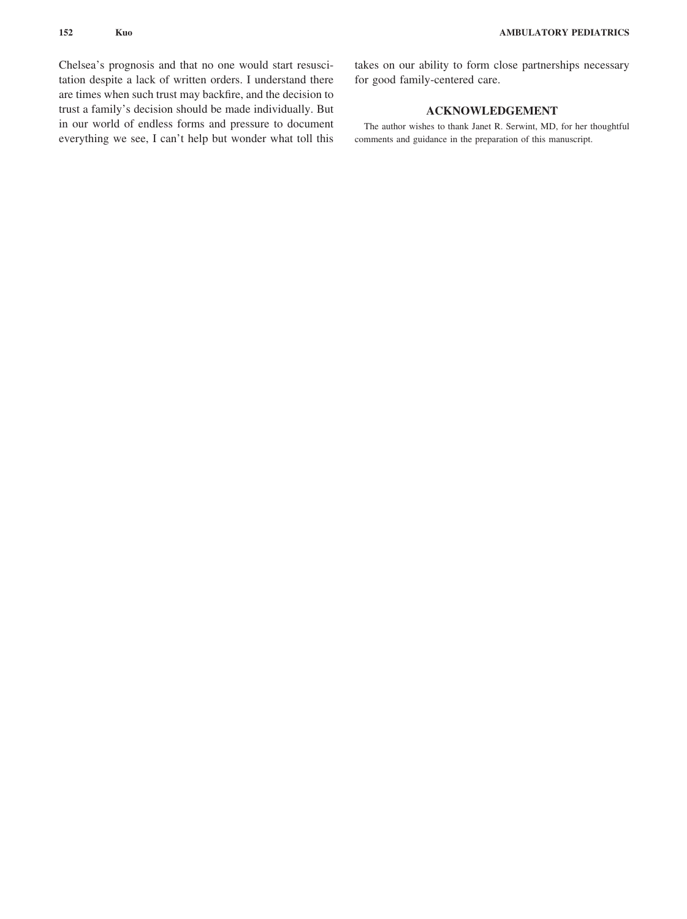Chelsea's prognosis and that no one would start resuscitation despite a lack of written orders. I understand there are times when such trust may backfire, and the decision to trust a family's decision should be made individually. But in our world of endless forms and pressure to document everything we see, I can't help but wonder what toll this takes on our ability to form close partnerships necessary for good family-centered care.

## ACKNOWLEDGEMENT

The author wishes to thank Janet R. Serwint, MD, for her thoughtful comments and guidance in the preparation of this manuscript.